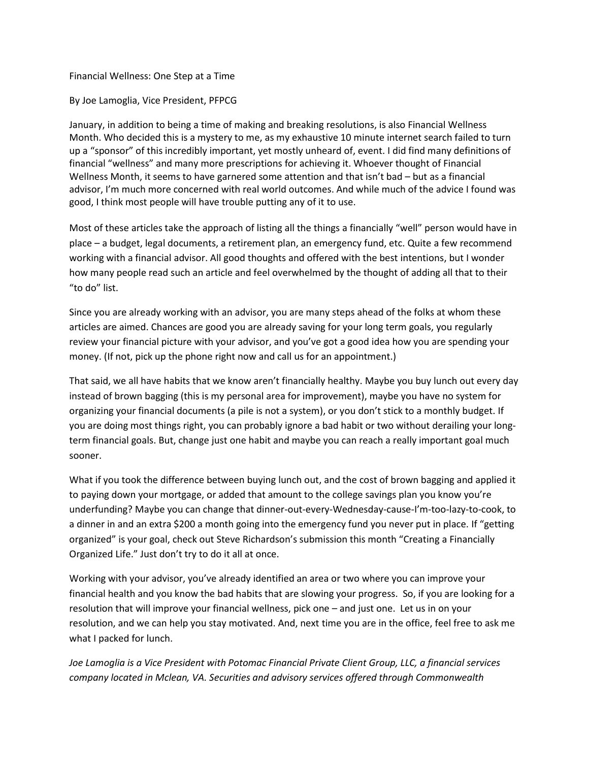# Financial Wellness: One Step at a Time

By Joe Lamoglia, Vice President, PFPCG

January, in addition to being a time of making and breaking resolutions, is also Financial Wellness Month. Who decided this is a mystery to me, as my exhaustive 10 minute internet search failed to turn up a "sponsor" of this incredibly important, yet mostly unheard of, event. I did find many definitions of financial "wellness" and many more prescriptions for achieving it. Whoever thought of Financial Wellness Month, it seems to have garnered some attention and that isn't bad – but as a financial advisor, I'm much more concerned with real world outcomes. And while much of the advice I found was good, I think most people will have trouble putting any of it to use.

Most of these articles take the approach of listing all the things a financially "well" person would have in place – a budget, legal documents, a retirement plan, an emergency fund, etc. Quite a few recommend working with a financial advisor. All good thoughts and offered with the best intentions, but I wonder how many people read such an article and feel overwhelmed by the thought of adding all that to their "to do" list.

Since you are already working with an advisor, you are many steps ahead of the folks at whom these articles are aimed. Chances are good you are already saving for your long term goals, you regularly review your financial picture with your advisor, and you've got a good idea how you are spending your money. (If not, pick up the phone right now and call us for an appointment.)

That said, we all have habits that we know aren't financially healthy. Maybe you buy lunch out every day instead of brown bagging (this is my personal area for improvement), maybe you have no system for organizing your financial documents (a pile is not a system), or you don't stick to a monthly budget. If you are doing most things right, you can probably ignore a bad habit or two without derailing your long-term financial goals. But, change just one habit and maybe you can reach a really important goal much sooner.

What if you took the difference between buying lunch out, and the cost of brown bagging and applied it to paying down your mortgage, or added that amount to the college savings plan you know you're underfunding? Maybe you can change that dinner-out-every-Wednesday-cause-I'm-too-lazy-to-cook, to a dinner in and an extra $200 a month going into the emergency fund you never put in place. If "getting organized" is your goal, check out Steve Richardson's submission this month "Creating a Financially Organized Life." Just don't try to do it all at once.

Working with your advisor, you've already identified an area or two where you can improve your financial health and you know the bad habits that are slowing your progress. So, if you are looking for a resolution that will improve your financial wellness, pick one – and just one. Let us in on your resolution, and we can help you stay motivated. And, next time you are in the office, feel free to ask me what I packed for lunch.

*Joe Lamoglia is a Vice President with Potomac Financial Private Client Group, LLC, a financial services company located in Mclean, VA. Securities and advisory services offered through Commonwealth*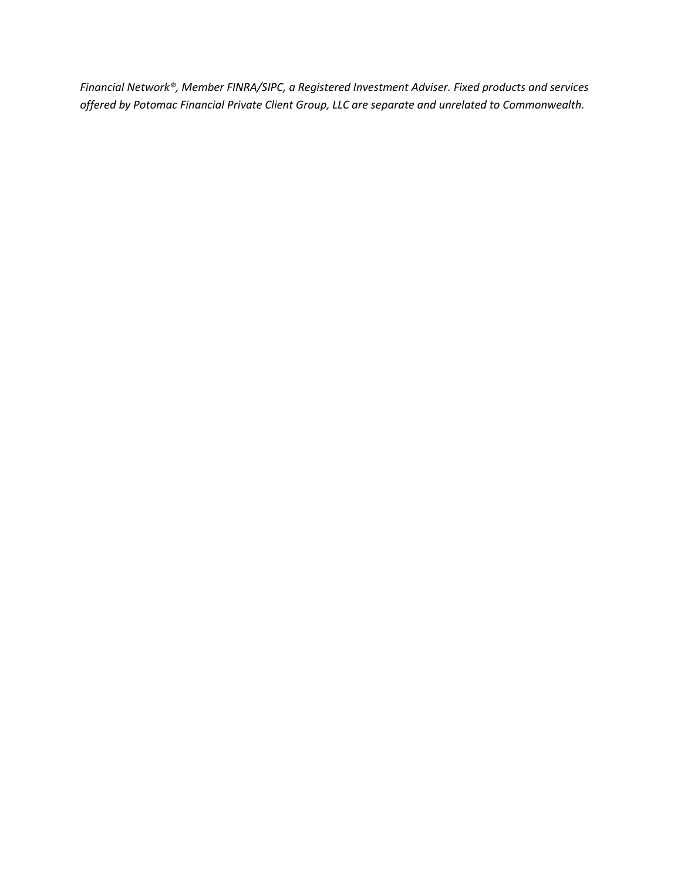*Financial Network®, Member FINRA/SIPC, a Registered Investment Adviser. Fixed products and services offered by Potomac Financial Private Client Group, LLC are separate and unrelated to Commonwealth.*